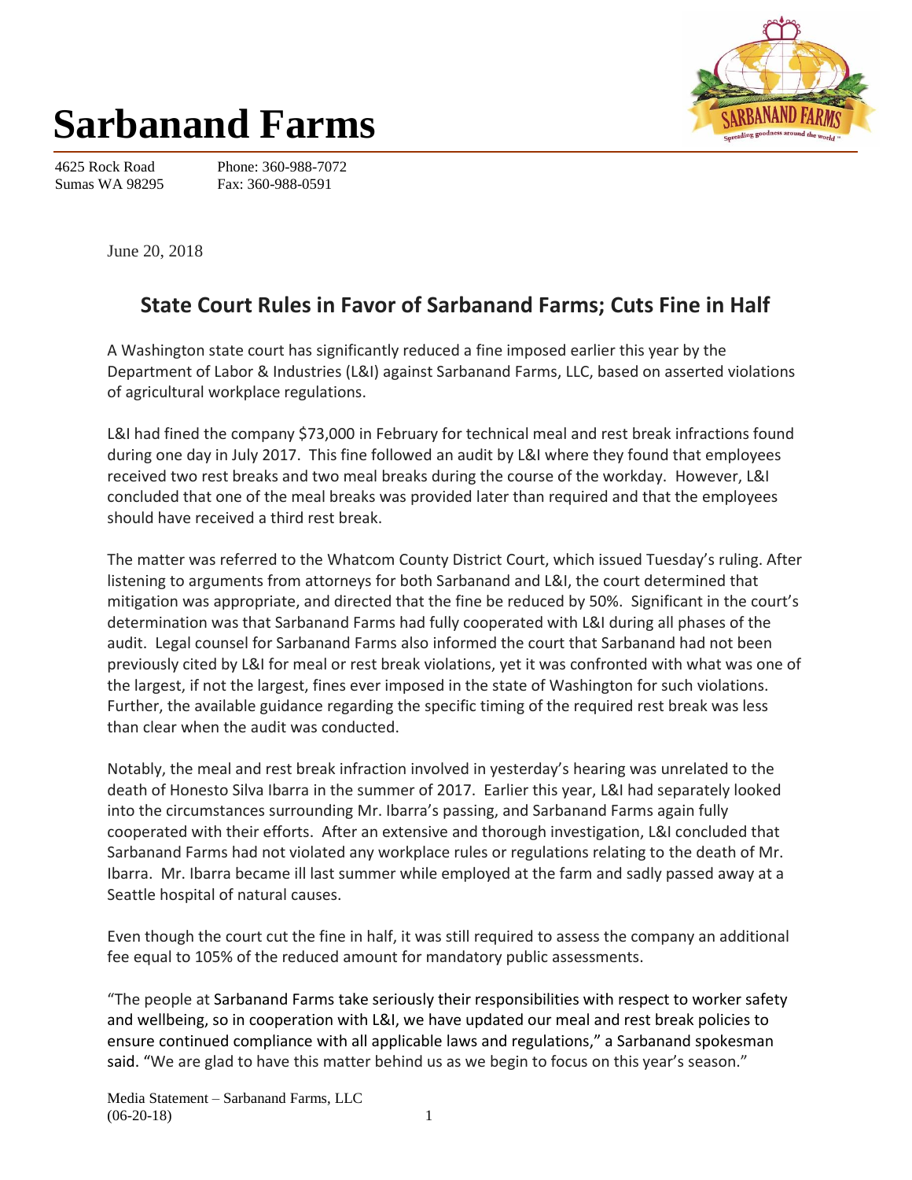# Sarbanand Farms

4625 Rock Road
Sumas WA 98295

Phone: 360-988-7072
Fax: 360-988-0591

June 20, 2018

## State Court Rules in Favor of Sarbanand Farms; Cuts Fine in Half

A Washington state court has significantly reduced a fine imposed earlier this year by the Department of Labor & Industries (L&I) against Sarbanand Farms, LLC, based on asserted violations of agricultural workplace regulations.

L&I had fined the company $73,000 in February for technical meal and rest break infractions found during one day in July 2017. This fine followed an audit by L&I where they found that employees received two rest breaks and two meal breaks during the course of the workday. However, L&I concluded that one of the meal breaks was provided later than required and that the employees should have received a third rest break.

The matter was referred to the Whatcom County District Court, which issued Tuesday's ruling. After listening to arguments from attorneys for both Sarbanand and L&I, the court determined that mitigation was appropriate, and directed that the fine be reduced by 50%. Significant in the court's determination was that Sarbanand Farms had fully cooperated with L&I during all phases of the audit. Legal counsel for Sarbanand Farms also informed the court that Sarbanand had not been previously cited by L&I for meal or rest break violations, yet it was confronted with what was one of the largest, if not the largest, fines ever imposed in the state of Washington for such violations. Further, the available guidance regarding the specific timing of the required rest break was less than clear when the audit was conducted.

Notably, the meal and rest break infraction involved in yesterday's hearing was unrelated to the death of Honesto Silva Ibarra in the summer of 2017. Earlier this year, L&I had separately looked into the circumstances surrounding Mr. Ibarra's passing, and Sarbanand Farms again fully cooperated with their efforts. After an extensive and thorough investigation, L&I concluded that Sarbanand Farms had not violated any workplace rules or regulations relating to the death of Mr. Ibarra. Mr. Ibarra became ill last summer while employed at the farm and sadly passed away at a Seattle hospital of natural causes.

Even though the court cut the fine in half, it was still required to assess the company an additional fee equal to 105% of the reduced amount for mandatory public assessments.

"The people at Sarbanand Farms take seriously their responsibilities with respect to worker safety and wellbeing, so in cooperation with L&I, we have updated our meal and rest break policies to ensure continued compliance with all applicable laws and regulations," a Sarbanand spokesman said. "We are glad to have this matter behind us as we begin to focus on this year's season."

Media Statement – Sarbanand Farms, LLC
(06-20-18)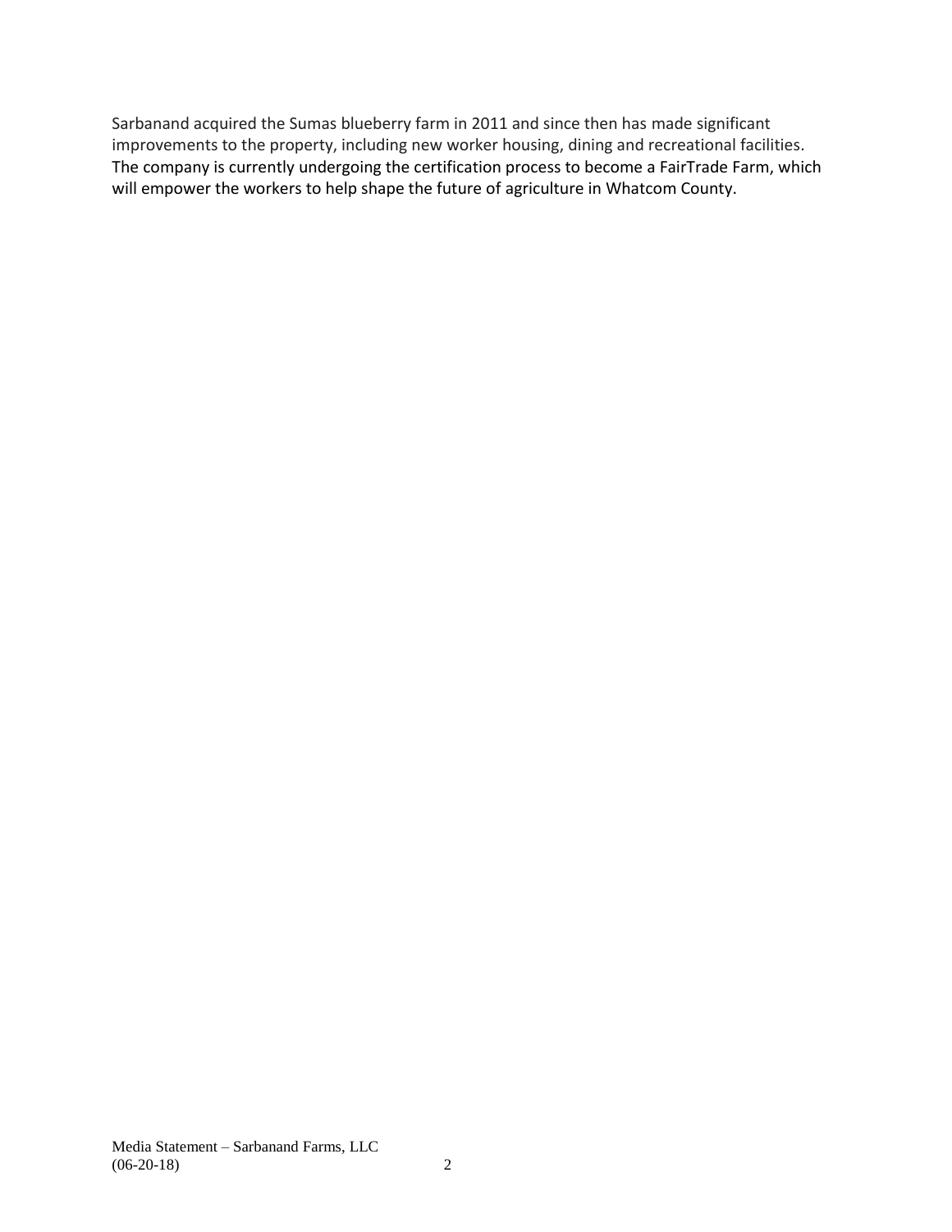Sarbanand acquired the Sumas blueberry farm in 2011 and since then has made significant improvements to the property, including new worker housing, dining and recreational facilities. The company is currently undergoing the certification process to become a FairTrade Farm, which will empower the workers to help shape the future of agriculture in Whatcom County.